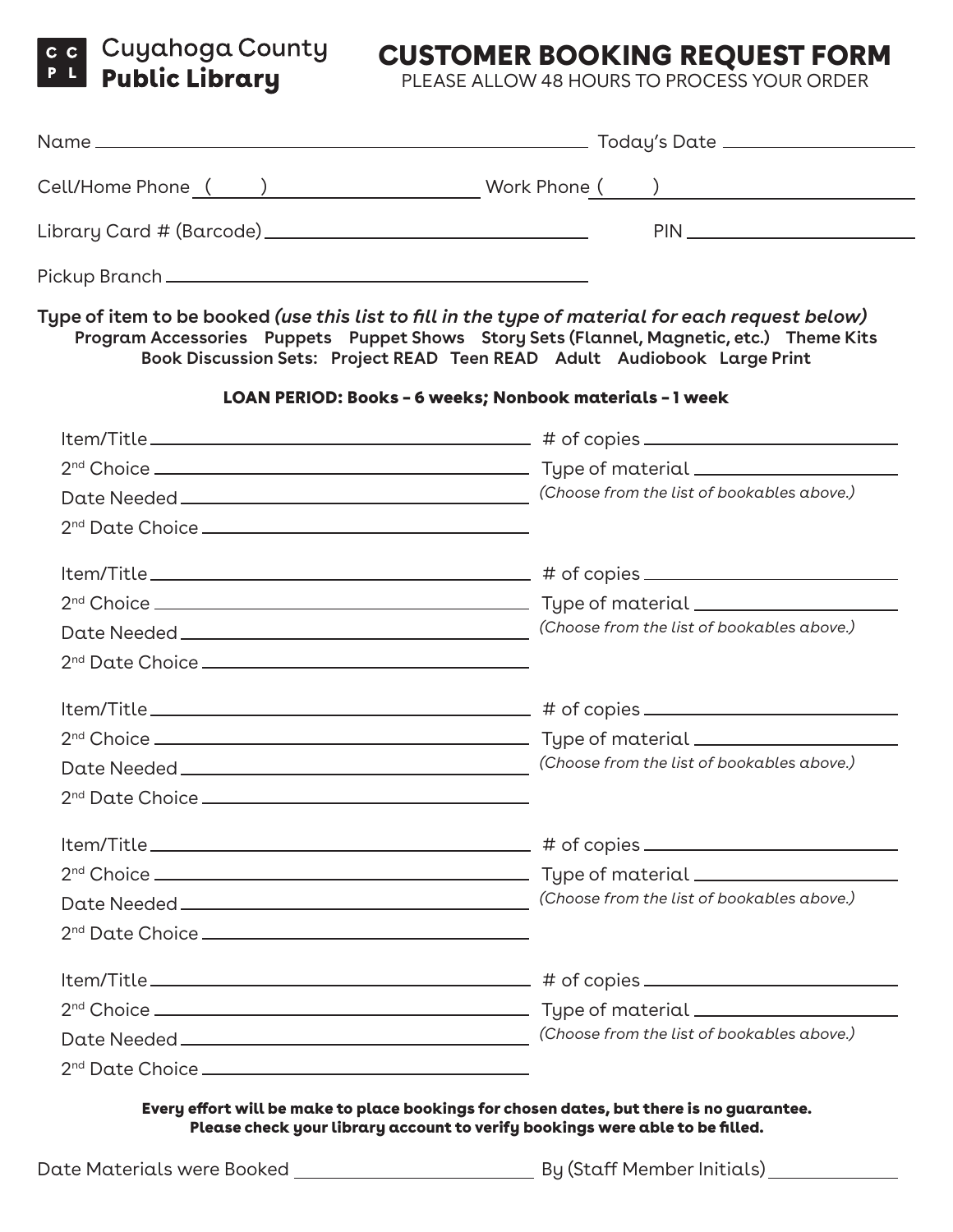Cuyahoga County
**Public Library**

# CUSTOMER BOOKING REQUEST FORM

PLEASE ALLOW 48 HOURS TO PROCESS YOUR ORDER

Name ______________________________ Today's Date ______________

Cell/Home Phone ( ) ______________ Work Phone ( ) ______________

Library Card # (Barcode) ______________ PIN ______________

Pickup Branch ______________________________

**Type of item to be booked** ***(use this list to fill in the type of material for each request below)***

**Program Accessories Puppets Puppet Shows Story Sets (Flannel, Magnetic, etc.) Theme Kits**
**Book Discussion Sets: Project READ Teen READ Adult Audiobook Large Print**

**LOAN PERIOD: Books – 6 weeks; Nonbook materials – 1 week**

Item/Title ______________________________ # of copies ______________
2nd Choice ______________________________ Type of material ______________
Date Needed ______________________________ *(Choose from the list of bookables above.)*
2nd Date Choice ______________________________

Item/Title ______________________________ # of copies ______________
2nd Choice ______________________________ Type of material ______________
Date Needed ______________________________ *(Choose from the list of bookables above.)*
2nd Date Choice ______________________________

Item/Title ______________________________ # of copies ______________
2nd Choice ______________________________ Type of material ______________
Date Needed ______________________________ *(Choose from the list of bookables above.)*
2nd Date Choice ______________________________

Item/Title ______________________________ # of copies ______________
2nd Choice ______________________________ Type of material ______________
Date Needed ______________________________ *(Choose from the list of bookables above.)*
2nd Date Choice ______________________________

Item/Title ______________________________ # of copies ______________
2nd Choice ______________________________ Type of material ______________
Date Needed ______________________________ *(Choose from the list of bookables above.)*
2nd Date Choice ______________________________

**Every effort will be make to place bookings for chosen dates, but there is no guarantee.**
**Please check your library account to verify bookings were able to be filled.**

Date Materials were Booked ______________ By (Staff Member Initials) ______________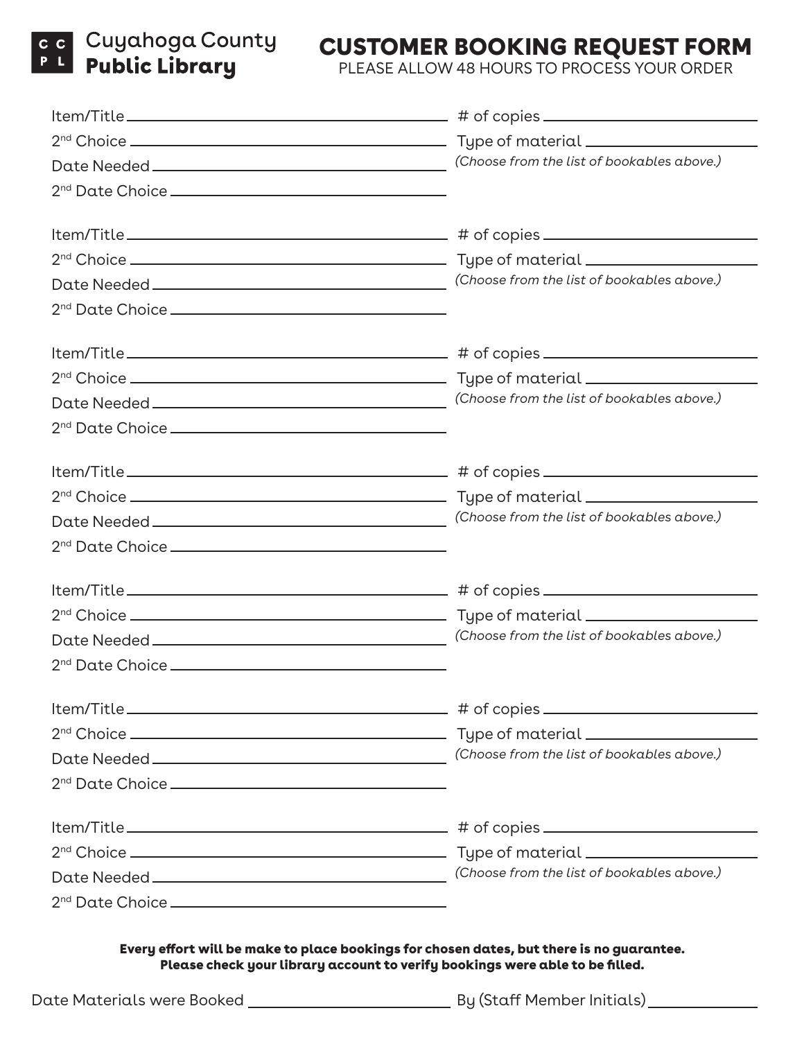Cuyahoga County **Public Library**

# CUSTOMER BOOKING REQUEST FORM

PLEASE ALLOW 48 HOURS TO PROCESS YOUR ORDER

Item/Title ______________________ # of copies ______________________
2nd Choice ______________________ Type of material ______________________
Date Needed ______________________ *(Choose from the list of bookables above.)*
2nd Date Choice ______________________

Item/Title ______________________ # of copies ______________________
2nd Choice ______________________ Type of material ______________________
Date Needed ______________________ *(Choose from the list of bookables above.)*
2nd Date Choice ______________________

Item/Title ______________________ # of copies ______________________
2nd Choice ______________________ Type of material ______________________
Date Needed ______________________ *(Choose from the list of bookables above.)*
2nd Date Choice ______________________

Item/Title ______________________ # of copies ______________________
2nd Choice ______________________ Type of material ______________________
Date Needed ______________________ *(Choose from the list of bookables above.)*
2nd Date Choice ______________________

Item/Title ______________________ # of copies ______________________
2nd Choice ______________________ Type of material ______________________
Date Needed ______________________ *(Choose from the list of bookables above.)*
2nd Date Choice ______________________

Item/Title ______________________ # of copies ______________________
2nd Choice ______________________ Type of material ______________________
Date Needed ______________________ *(Choose from the list of bookables above.)*
2nd Date Choice ______________________

Item/Title ______________________ # of copies ______________________
2nd Choice ______________________ Type of material ______________________
Date Needed ______________________ *(Choose from the list of bookables above.)*
2nd Date Choice ______________________

**Every effort will be make to place bookings for chosen dates, but there is no guarantee.**
**Please check your library account to verify bookings were able to be filled.**

Date Materials were Booked ______________________ By (Staff Member Initials) ______________